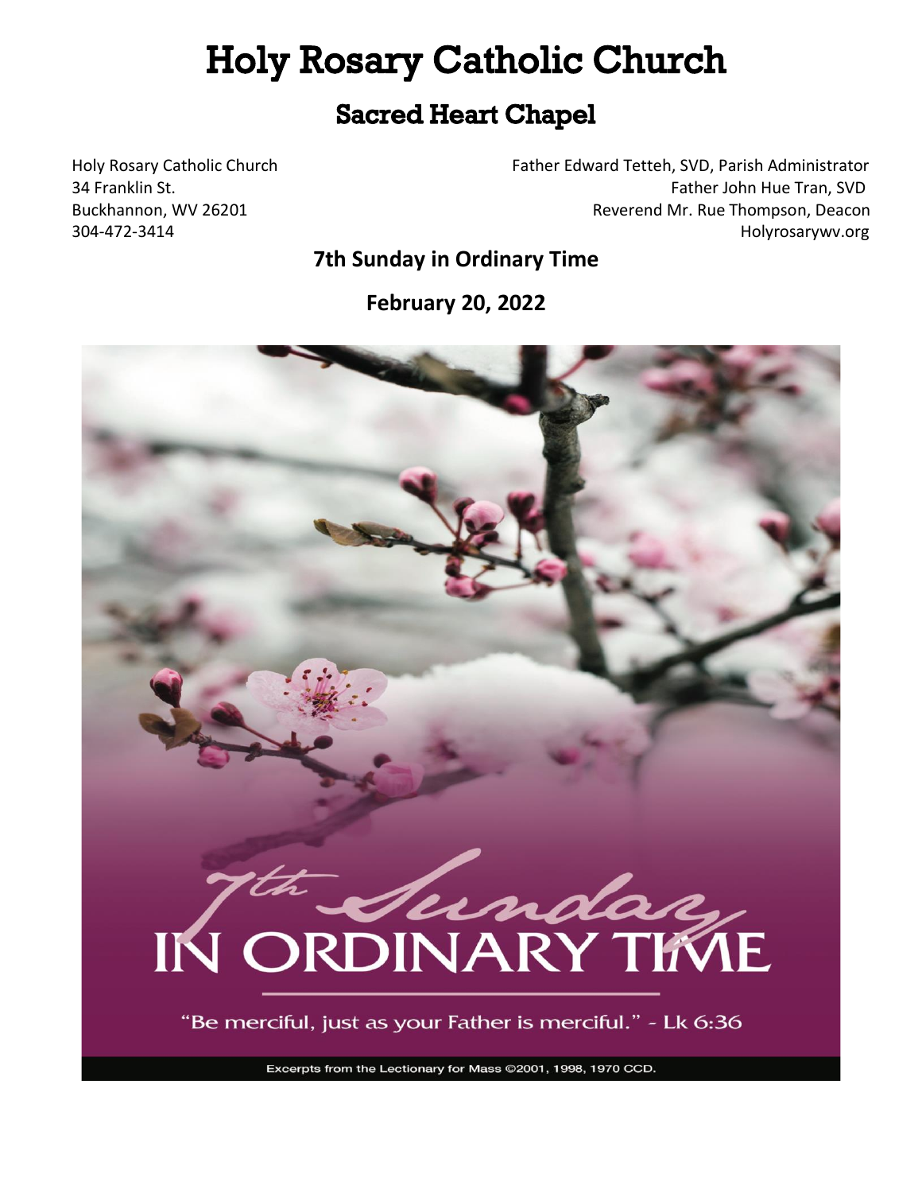# Holy Rosary Catholic Church

## Sacred Heart Chapel

Holy Rosary Catholic Church
34 Franklin St.
Buckhannon, WV 26201
304-472-3414

Father Edward Tetteh, SVD, Parish Administrator
Father John Hue Tran, SVD
Reverend Mr. Rue Thompson, Deacon
Holyrosarywv.org

**7th Sunday in Ordinary Time**

**February 20, 2022**

7th Sunday IN ORDINARY TIME

"Be merciful, just as your Father is merciful." - Lk 6:36

Excerpts from the Lectionary for Mass ©2001, 1998, 1970 CCD.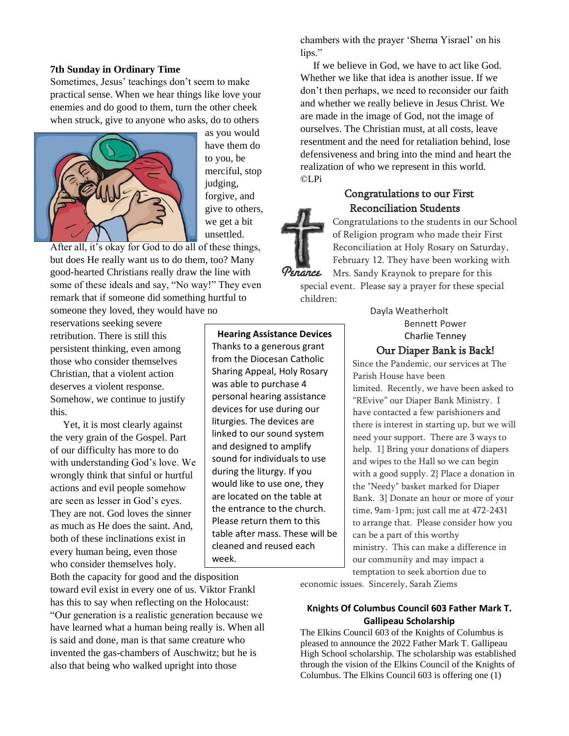**7th Sunday in Ordinary Time**

Sometimes, Jesus' teachings don't seem to make practical sense. When we hear things like love your enemies and do good to them, turn the other cheek when struck, give to anyone who asks, do to others as you would have them do to you, be merciful, stop judging, forgive, and give to others, we get a bit unsettled. After all, it's okay for God to do all of these things, but does He really want us to do them, too? Many good-hearted Christians really draw the line with some of these ideals and say, "No way!" They even remark that if someone did something hurtful to someone they loved, they would have no reservations seeking severe retribution. There is still this persistent thinking, even among those who consider themselves Christian, that a violent action deserves a violent response. Somehow, we continue to justify this.

Yet, it is most clearly against the very grain of the Gospel. Part of our difficulty has more to do with understanding God's love. We wrongly think that sinful or hurtful actions and evil people somehow are seen as lesser in God's eyes. They are not. God loves the sinner as much as He does the saint. And, both of these inclinations exist in every human being, even those who consider themselves holy. Both the capacity for good and the disposition toward evil exist in every one of us. Viktor Frankl has this to say when reflecting on the Holocaust: "Our generation is a realistic generation because we have learned what a human being really is. When all is said and done, man is that same creature who invented the gas-chambers of Auschwitz; but he is also that being who walked upright into those chambers with the prayer 'Shema Yisrael' on his lips."

If we believe in God, we have to act like God. Whether we like that idea is another issue. If we don't then perhaps, we need to reconsider our faith and whether we really believe in Jesus Christ. We are made in the image of God, not the image of ourselves. The Christian must, at all costs, leave resentment and the need for retaliation behind, lose defensiveness and bring into the mind and heart the realization of who we represent in this world. ©LPi

**Hearing Assistance Devices**

Thanks to a generous grant from the Diocesan Catholic Sharing Appeal, Holy Rosary was able to purchase 4 personal hearing assistance devices for use during our liturgies. The devices are linked to our sound system and designed to amplify sound for individuals to use during the liturgy. If you would like to use one, they are located on the table at the entrance to the church. Please return them to this table after mass. These will be cleaned and reused each week.

## Congratulations to our First Reconciliation Students

Congratulations to the students in our School of Religion program who made their First Reconciliation at Holy Rosary on Saturday, February 12. They have been working with Mrs. Sandy Kraynok to prepare for this special event. Please say a prayer for these special children:

Dayla Weatherholt
Bennett Power
Charlie Tenney

## Our Diaper Bank is Back!

Since the Pandemic, our services at The Parish House have been limited. Recently, we have been asked to "REvive" our Diaper Bank Ministry. I have contacted a few parishioners and there is interest in starting up, but we will need your support. There are 3 ways to help. 1} Bring your donations of diapers and wipes to the Hall so we can begin with a good supply. 2} Place a donation in the "Needy" basket marked for Diaper Bank. 3} Donate an hour or more of your time, 9am-1pm; just call me at 472-2431 to arrange that. Please consider how you can be a part of this worthy ministry. This can make a difference in our community and may impact a temptation to seek abortion due to economic issues. Sincerely, Sarah Ziems

**Knights Of Columbus Council 603 Father Mark T. Gallipeau Scholarship**

The Elkins Council 603 of the Knights of Columbus is pleased to announce the 2022 Father Mark T. Gallipeau High School scholarship. The scholarship was established through the vision of the Elkins Council of the Knights of Columbus. The Elkins Council 603 is offering one (1)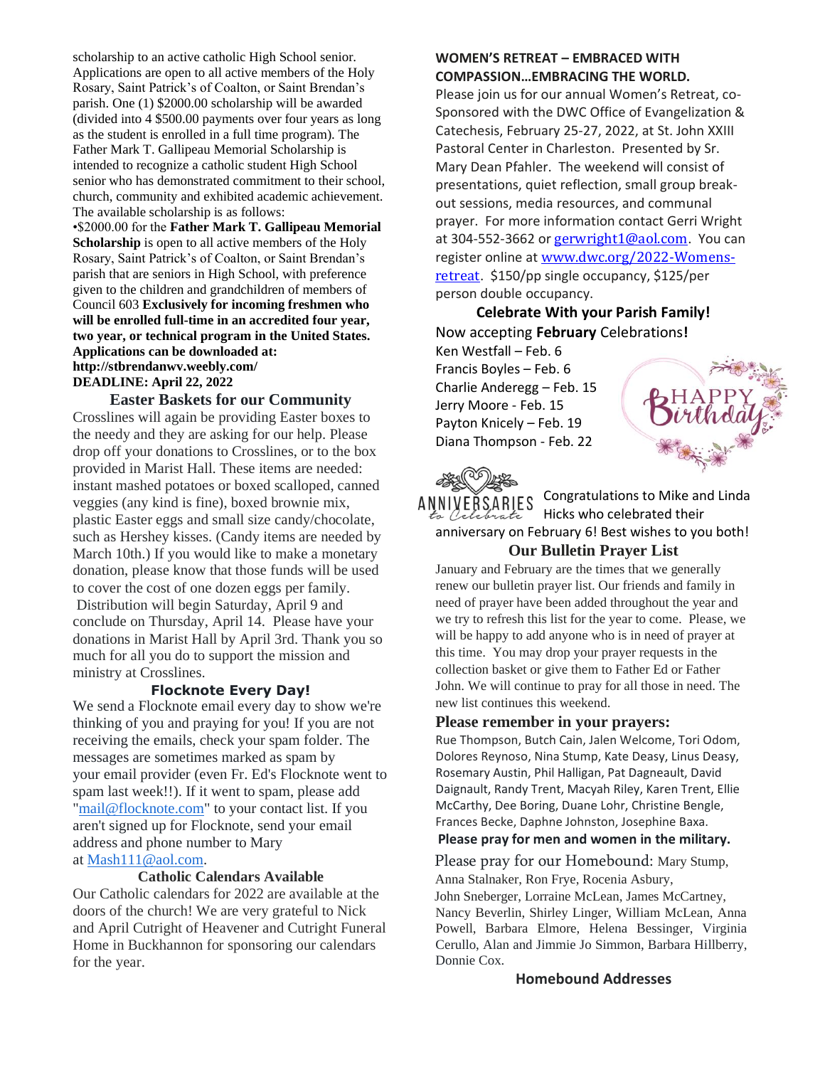scholarship to an active catholic High School senior. Applications are open to all active members of the Holy Rosary, Saint Patrick's of Coalton, or Saint Brendan's parish. One (1) $2000.00 scholarship will be awarded (divided into 4 $500.00 payments over four years as long as the student is enrolled in a full time program). The Father Mark T. Gallipeau Memorial Scholarship is intended to recognize a catholic student High School senior who has demonstrated commitment to their school, church, community and exhibited academic achievement. The available scholarship is as follows:

•$2000.00 for the **Father Mark T. Gallipeau Memorial Scholarship** is open to all active members of the Holy Rosary, Saint Patrick's of Coalton, or Saint Brendan's parish that are seniors in High School, with preference given to the children and grandchildren of members of Council 603 **Exclusively for incoming freshmen who will be enrolled full-time in an accredited four year, two year, or technical program in the United States. Applications can be downloaded at: http://stbrendanwv.weebly.com/**
**DEADLINE: April 22, 2022**

## Easter Baskets for our Community

Crosslines will again be providing Easter boxes to the needy and they are asking for our help. Please drop off your donations to Crosslines, or to the box provided in Marist Hall. These items are needed: instant mashed potatoes or boxed scalloped, canned veggies (any kind is fine), boxed brownie mix, plastic Easter eggs and small size candy/chocolate, such as Hershey kisses. (Candy items are needed by March 10th.) If you would like to make a monetary donation, please know that those funds will be used to cover the cost of one dozen eggs per family. Distribution will begin Saturday, April 9 and conclude on Thursday, April 14. Please have your donations in Marist Hall by April 3rd. Thank you so much for all you do to support the mission and ministry at Crosslines.

## Flocknote Every Day!

We send a Flocknote email every day to show we're thinking of you and praying for you! If you are not receiving the emails, check your spam folder. The messages are sometimes marked as spam by your email provider (even Fr. Ed's Flocknote went to spam last week!!). If it went to spam, please add "mail@flocknote.com" to your contact list. If you aren't signed up for Flocknote, send your email address and phone number to Mary at Mash111@aol.com.

## Catholic Calendars Available

Our Catholic calendars for 2022 are available at the doors of the church! We are very grateful to Nick and April Cutright of Heavener and Cutright Funeral Home in Buckhannon for sponsoring our calendars for the year.

## WOMEN'S RETREAT – EMBRACED WITH COMPASSION…EMBRACING THE WORLD.

Please join us for our annual Women's Retreat, co-Sponsored with the DWC Office of Evangelization & Catechesis, February 25-27, 2022, at St. John XXIII Pastoral Center in Charleston. Presented by Sr. Mary Dean Pfahler. The weekend will consist of presentations, quiet reflection, small group break-out sessions, media resources, and communal prayer. For more information contact Gerri Wright at 304-552-3662 or gerwright1@aol.com. You can register online at www.dwc.org/2022-Womens-retreat. $150/pp single occupancy, $125/per person double occupancy.

## Celebrate With your Parish Family!

Now accepting **February** Celebrations**!**

Ken Westfall – Feb. 6
Francis Boyles – Feb. 6
Charlie Anderegg – Feb. 15
Jerry Moore - Feb. 15
Payton Knicely – Feb. 19
Diana Thompson - Feb. 22

Congratulations to Mike and Linda Hicks who celebrated their anniversary on February 6! Best wishes to you both!

## Our Bulletin Prayer List

January and February are the times that we generally renew our bulletin prayer list. Our friends and family in need of prayer have been added throughout the year and we try to refresh this list for the year to come. Please, we will be happy to add anyone who is in need of prayer at this time. You may drop your prayer requests in the collection basket or give them to Father Ed or Father John. We will continue to pray for all those in need. The new list continues this weekend.

### Please remember in your prayers:

Rue Thompson, Butch Cain, Jalen Welcome, Tori Odom, Dolores Reynoso, Nina Stump, Kate Deasy, Linus Deasy, Rosemary Austin, Phil Halligan, Pat Dagneault, David Daignault, Randy Trent, Macyah Riley, Karen Trent, Ellie McCarthy, Dee Boring, Duane Lohr, Christine Bengle, Frances Becke, Daphne Johnston, Josephine Baxa.

**Please pray for men and women in the military.**

Please pray for our Homebound: Mary Stump, Anna Stalnaker, Ron Frye, Rocenia Asbury, John Sneberger, Lorraine McLean, James McCartney, Nancy Beverlin, Shirley Linger, William McLean, Anna Powell, Barbara Elmore, Helena Bessinger, Virginia Cerullo, Alan and Jimmie Jo Simmon, Barbara Hillberry, Donnie Cox.

### Homebound Addresses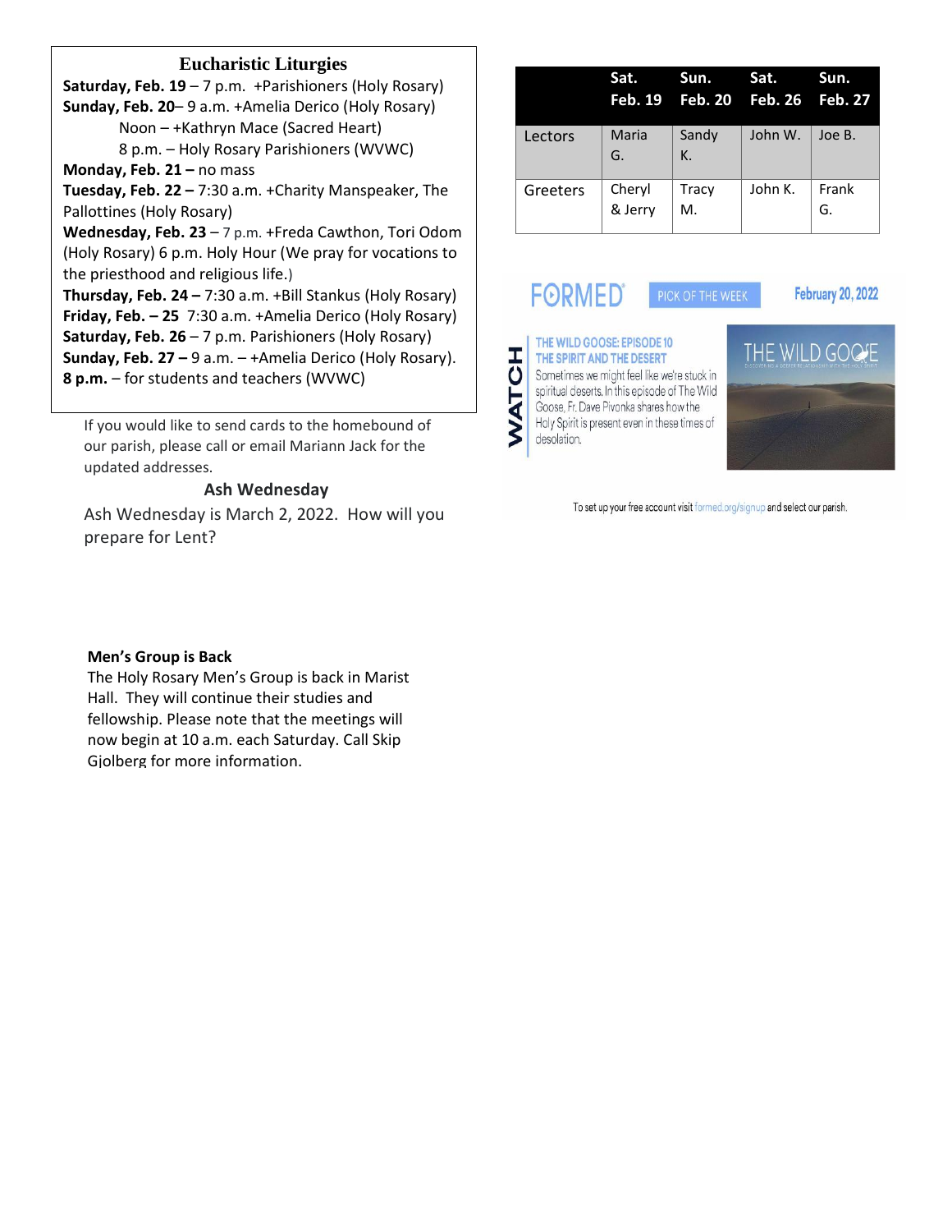## Eucharistic Liturgies

**Saturday, Feb. 19** – 7 p.m. +Parishioners (Holy Rosary)
**Sunday, Feb. 20**– 9 a.m. +Amelia Derico (Holy Rosary)
Noon – +Kathryn Mace (Sacred Heart)
8 p.m. – Holy Rosary Parishioners (WVWC)
**Monday, Feb. 21 –** no mass
**Tuesday, Feb. 22 –** 7:30 a.m. +Charity Manspeaker, The Pallottines (Holy Rosary)
**Wednesday, Feb. 23** – 7 p.m. +Freda Cawthon, Tori Odom (Holy Rosary) 6 p.m. Holy Hour (We pray for vocations to the priesthood and religious life.)
**Thursday, Feb. 24 –** 7:30 a.m. +Bill Stankus (Holy Rosary)
**Friday, Feb. – 25** 7:30 a.m. +Amelia Derico (Holy Rosary)
**Saturday, Feb. 26** – 7 p.m. Parishioners (Holy Rosary)
**Sunday, Feb. 27 –** 9 a.m. – +Amelia Derico (Holy Rosary).
**8 p.m.** – for students and teachers (WVWC)

If you would like to send cards to the homebound of our parish, please call or email Mariann Jack for the updated addresses.

### Ash Wednesday

Ash Wednesday is March 2, 2022. How will you prepare for Lent?

**Men's Group is Back**
The Holy Rosary Men's Group is back in Marist Hall. They will continue their studies and fellowship. Please note that the meetings will now begin at 10 a.m. each Saturday. Call Skip Gjolberg for more information.

| | Sat. Feb. 19 | Sun. Feb. 20 | Sat. Feb. 26 | Sun. Feb. 27 |
|---|---|---|---|---|
| Lectors | Maria G. | Sandy K. | John W. | Joe B. |
| Greeters | Cheryl & Jerry | Tracy M. | John K. | Frank G. |

FORMED PICK OF THE WEEK February 20, 2022

WATCH

THE WILD GOOSE: EPISODE 10
THE SPIRIT AND THE DESERT
Sometimes we might feel like we're stuck in spiritual deserts. In this episode of The Wild Goose, Fr. Dave Pivonka shares how the Holy Spirit is present even in these times of desolation.

To set up your free account visit formed.org/signup and select our parish.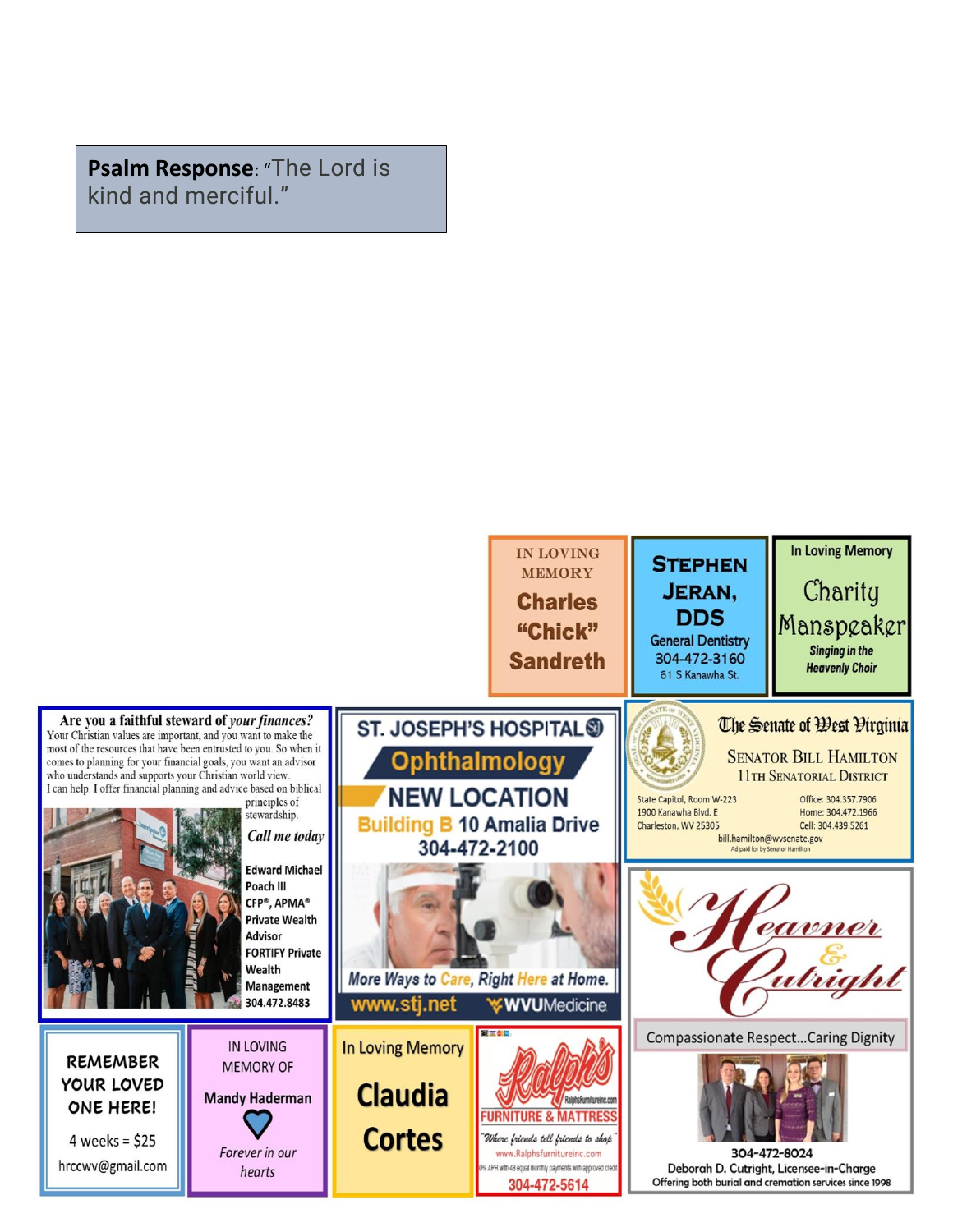**Psalm Response**: "The Lord is kind and merciful."

IN LOVING MEMORY

**Charles "Chick" Sandreth**

**STEPHEN JERAN, DDS**

General Dentistry

304-472-3160

61 S Kanawha St.

In Loving Memory

Charity Manspeaker

*Singing in the Heavenly Choir*

**Are you a faithful steward of *your finances?***

Your Christian values are important, and you want to make the most of the resources that have been entrusted to you. So when it comes to planning for your financial goals, you want an advisor who understands and supports your Christian world view.

I can help. I offer financial planning and advice based on biblical principles of stewardship.

*Call me today*

Edward Michael Poach III

CFP®, APMA®

Private Wealth Advisor

FORTIFY Private Wealth Management

304.472.8483

**ST. JOSEPH'S HOSPITAL**

**Ophthalmology**

**NEW LOCATION**

**Building B 10 Amalia Drive**

**304-472-2100**

*More Ways to Care, Right Here at Home.*

www.stj.net

WVUMedicine

The Senate of West Virginia

SENATOR BILL HAMILTON

11TH SENATORIAL DISTRICT

State Capitol, Room W-223

1900 Kanawha Blvd. E

Charleston, WV 25305

Office: 304.357.7906

Home: 304.472.1966

Cell: 304.439.5261

bill.hamilton@wvsenate.gov

Ad paid for by Senator Hamilton

Heavner & Cutright

Compassionate Respect...Caring Dignity

304-472-8024

Deborah D. Cutright, Licensee-in-Charge

Offering both burial and cremation services since 1998

**REMEMBER YOUR LOVED ONE HERE!**

4 weeks = $25

hrccwv@gmail.com

IN LOVING MEMORY OF

**Mandy Haderman**

*Forever in our hearts*

In Loving Memory

**Claudia Cortes**

Ralph's

RalphsFurnitureinc.com

FURNITURE & MATTRESS

*"Where friends tell friends to shop"*

www.Ralphsfurnitureinc.com

0% APR with 48 equal monthly payments with approved credit

304-472-5614